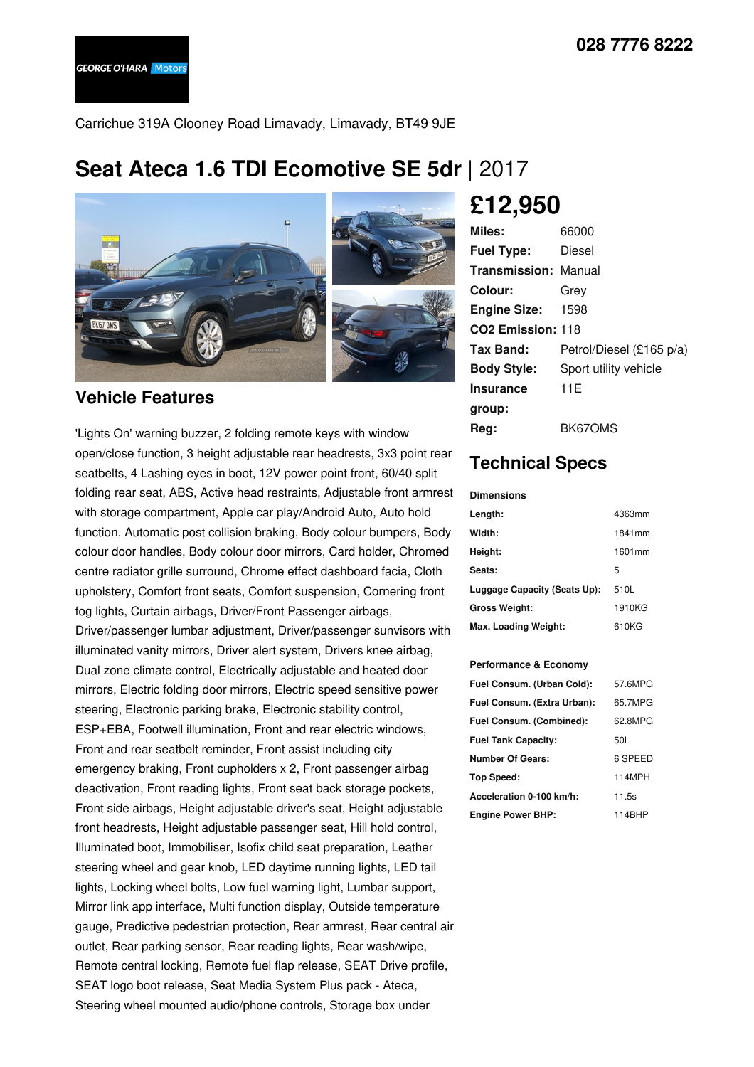GEORGE O'HARA Motors

028 7776 8222

Carrichue 319A Clooney Road Limavady, Limavady, BT49 9JE

# Seat Ateca 1.6 TDI Ecomotive SE 5dr | 2017

## £12,950

| | |
|---|---|
| **Miles:** | 66000 |
| **Fuel Type:** | Diesel |
| **Transmission:** | Manual |
| **Colour:** | Grey |
| **Engine Size:** | 1598 |
| **CO2 Emission:** | 118 |
| **Tax Band:** | Petrol/Diesel (£165 p/a) |
| **Body Style:** | Sport utility vehicle |
| **Insurance group:** | 11E |
| **Reg:** | BK67OMS |

## Vehicle Features

'Lights On' warning buzzer, 2 folding remote keys with window open/close function, 3 height adjustable rear headrests, 3x3 point rear seatbelts, 4 Lashing eyes in boot, 12V power point front, 60/40 split folding rear seat, ABS, Active head restraints, Adjustable front armrest with storage compartment, Apple car play/Android Auto, Auto hold function, Automatic post collision braking, Body colour bumpers, Body colour door handles, Body colour door mirrors, Card holder, Chromed centre radiator grille surround, Chrome effect dashboard facia, Cloth upholstery, Comfort front seats, Comfort suspension, Cornering front fog lights, Curtain airbags, Driver/Front Passenger airbags, Driver/passenger lumbar adjustment, Driver/passenger sunvisors with illuminated vanity mirrors, Driver alert system, Drivers knee airbag, Dual zone climate control, Electrically adjustable and heated door mirrors, Electric folding door mirrors, Electric speed sensitive power steering, Electronic parking brake, Electronic stability control, ESP+EBA, Footwell illumination, Front and rear electric windows, Front and rear seatbelt reminder, Front assist including city emergency braking, Front cupholders x 2, Front passenger airbag deactivation, Front reading lights, Front seat back storage pockets, Front side airbags, Height adjustable driver's seat, Height adjustable front headrests, Height adjustable passenger seat, Hill hold control, Illuminated boot, Immobiliser, Isofix child seat preparation, Leather steering wheel and gear knob, LED daytime running lights, LED tail lights, Locking wheel bolts, Low fuel warning light, Lumbar support, Mirror link app interface, Multi function display, Outside temperature gauge, Predictive pedestrian protection, Rear armrest, Rear central air outlet, Rear parking sensor, Rear reading lights, Rear wash/wipe, Remote central locking, Remote fuel flap release, SEAT Drive profile, SEAT logo boot release, Seat Media System Plus pack - Ateca, Steering wheel mounted audio/phone controls, Storage box under

## Technical Specs

### Dimensions

| | |
|---|---|
| **Length:** | 4363mm |
| **Width:** | 1841mm |
| **Height:** | 1601mm |
| **Seats:** | 5 |
| **Luggage Capacity (Seats Up):** | 510L |
| **Gross Weight:** | 1910KG |
| **Max. Loading Weight:** | 610KG |

### Performance & Economy

| | |
|---|---|
| **Fuel Consum. (Urban Cold):** | 57.6MPG |
| **Fuel Consum. (Extra Urban):** | 65.7MPG |
| **Fuel Consum. (Combined):** | 62.8MPG |
| **Fuel Tank Capacity:** | 50L |
| **Number Of Gears:** | 6 SPEED |
| **Top Speed:** | 114MPH |
| **Acceleration 0-100 km/h:** | 11.5s |
| **Engine Power BHP:** | 114BHP |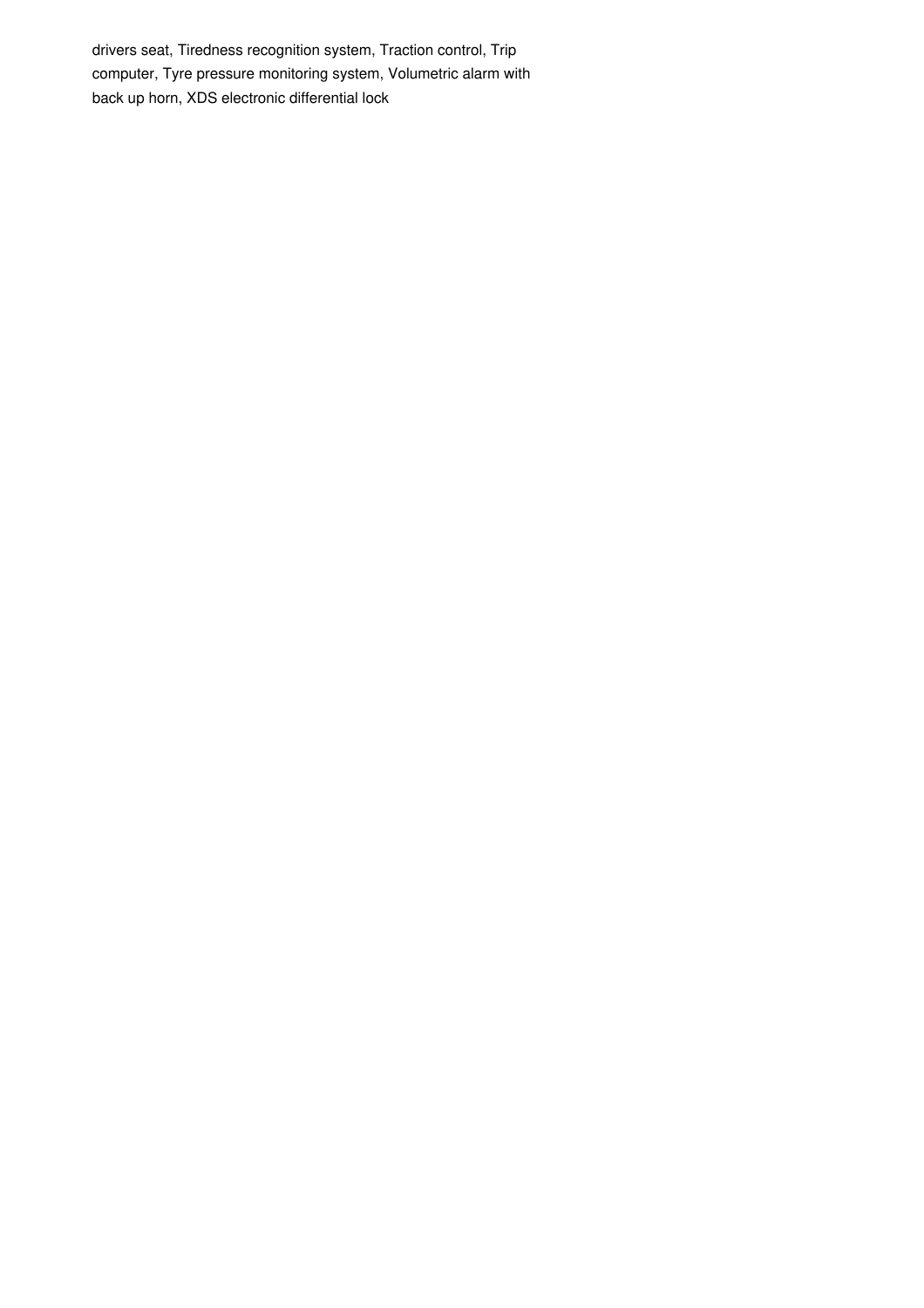drivers seat, Tiredness recognition system, Traction control, Trip computer, Tyre pressure monitoring system, Volumetric alarm with back up horn, XDS electronic differential lock